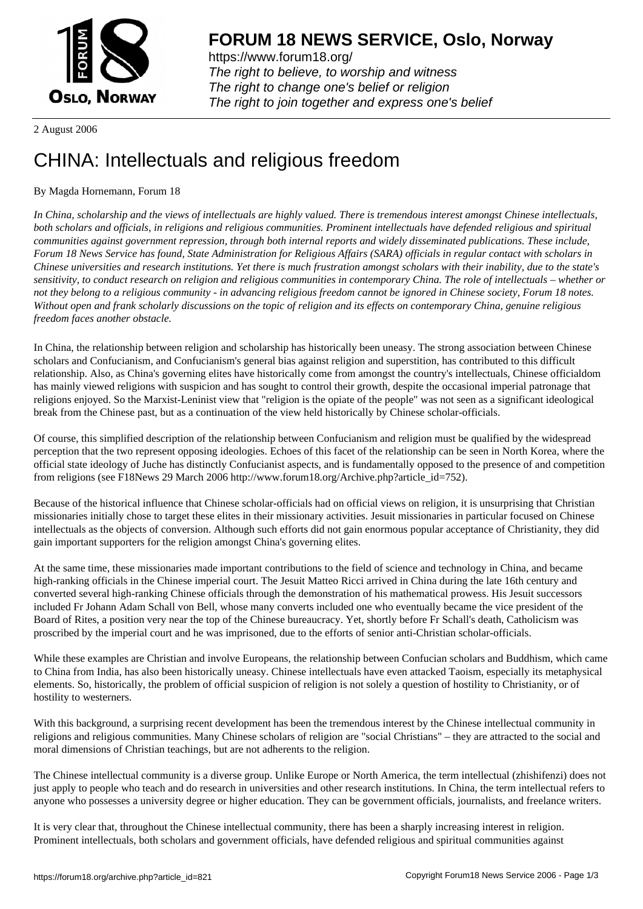# FORUM 18 NEWS SERVICE, Oslo, Norway

https://www.forum18.org/
*The right to believe, to worship and witness*
*The right to change one's belief or religion*
*The right to join together and express one's belief*

2 August 2006

# CHINA: Intellectuals and religious freedom

By Magda Hornemann, Forum 18

*In China, scholarship and the views of intellectuals are highly valued. There is tremendous interest amongst Chinese intellectuals, both scholars and officials, in religions and religious communities. Prominent intellectuals have defended religious and spiritual communities against government repression, through both internal reports and widely disseminated publications. These include, Forum 18 News Service has found, State Administration for Religious Affairs (SARA) officials in regular contact with scholars in Chinese universities and research institutions. Yet there is much frustration amongst scholars with their inability, due to the state's sensitivity, to conduct research on religion and religious communities in contemporary China. The role of intellectuals – whether or not they belong to a religious community - in advancing religious freedom cannot be ignored in Chinese society, Forum 18 notes. Without open and frank scholarly discussions on the topic of religion and its effects on contemporary China, genuine religious freedom faces another obstacle.*

In China, the relationship between religion and scholarship has historically been uneasy. The strong association between Chinese scholars and Confucianism, and Confucianism's general bias against religion and superstition, has contributed to this difficult relationship. Also, as China's governing elites have historically come from amongst the country's intellectuals, Chinese officialdom has mainly viewed religions with suspicion and has sought to control their growth, despite the occasional imperial patronage that religions enjoyed. So the Marxist-Leninist view that "religion is the opiate of the people" was not seen as a significant ideological break from the Chinese past, but as a continuation of the view held historically by Chinese scholar-officials.

Of course, this simplified description of the relationship between Confucianism and religion must be qualified by the widespread perception that the two represent opposing ideologies. Echoes of this facet of the relationship can be seen in North Korea, where the official state ideology of Juche has distinctly Confucianist aspects, and is fundamentally opposed to the presence of and competition from religions (see F18News 29 March 2006 http://www.forum18.org/Archive.php?article_id=752).

Because of the historical influence that Chinese scholar-officials had on official views on religion, it is unsurprising that Christian missionaries initially chose to target these elites in their missionary activities. Jesuit missionaries in particular focused on Chinese intellectuals as the objects of conversion. Although such efforts did not gain enormous popular acceptance of Christianity, they did gain important supporters for the religion amongst China's governing elites.

At the same time, these missionaries made important contributions to the field of science and technology in China, and became high-ranking officials in the Chinese imperial court. The Jesuit Matteo Ricci arrived in China during the late 16th century and converted several high-ranking Chinese officials through the demonstration of his mathematical prowess. His Jesuit successors included Fr Johann Adam Schall von Bell, whose many converts included one who eventually became the vice president of the Board of Rites, a position very near the top of the Chinese bureaucracy. Yet, shortly before Fr Schall's death, Catholicism was proscribed by the imperial court and he was imprisoned, due to the efforts of senior anti-Christian scholar-officials.

While these examples are Christian and involve Europeans, the relationship between Confucian scholars and Buddhism, which came to China from India, has also been historically uneasy. Chinese intellectuals have even attacked Taoism, especially its metaphysical elements. So, historically, the problem of official suspicion of religion is not solely a question of hostility to Christianity, or of hostility to westerners.

With this background, a surprising recent development has been the tremendous interest by the Chinese intellectual community in religions and religious communities. Many Chinese scholars of religion are "social Christians" – they are attracted to the social and moral dimensions of Christian teachings, but are not adherents to the religion.

The Chinese intellectual community is a diverse group. Unlike Europe or North America, the term intellectual (zhishifenzi) does not just apply to people who teach and do research in universities and other research institutions. In China, the term intellectual refers to anyone who possesses a university degree or higher education. They can be government officials, journalists, and freelance writers.

It is very clear that, throughout the Chinese intellectual community, there has been a sharply increasing interest in religion. Prominent intellectuals, both scholars and government officials, have defended religious and spiritual communities against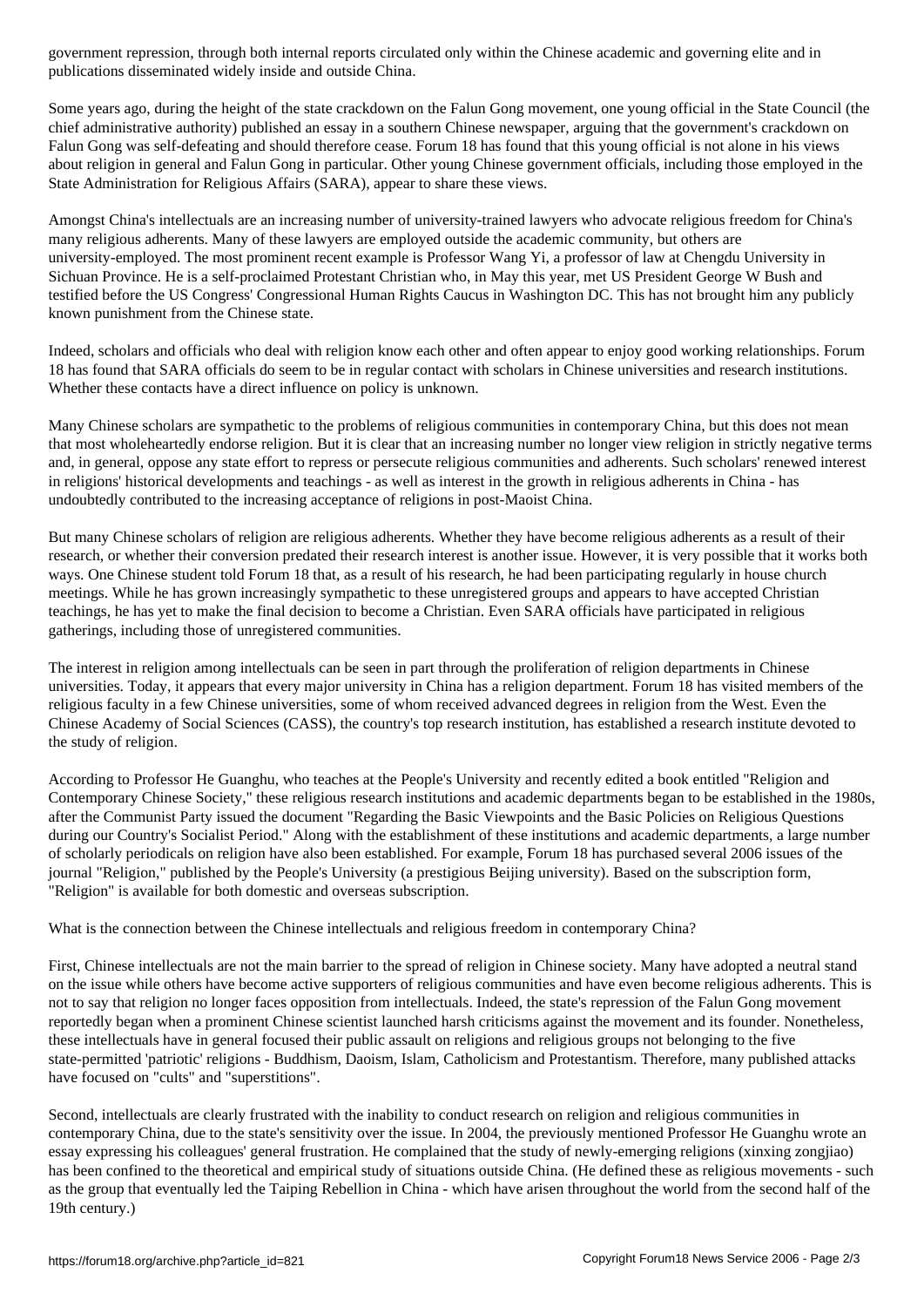government repression, through both internal reports circulated only within the Chinese academic and governing elite and in publications disseminated widely inside and outside China.

Some years ago, during the height of the state crackdown on the Falun Gong movement, one young official in the State Council (the chief administrative authority) published an essay in a southern Chinese newspaper, arguing that the government's crackdown on Falun Gong was self-defeating and should therefore cease. Forum 18 has found that this young official is not alone in his views about religion in general and Falun Gong in particular. Other young Chinese government officials, including those employed in the State Administration for Religious Affairs (SARA), appear to share these views.

Amongst China's intellectuals are an increasing number of university-trained lawyers who advocate religious freedom for China's many religious adherents. Many of these lawyers are employed outside the academic community, but others are university-employed. The most prominent recent example is Professor Wang Yi, a professor of law at Chengdu University in Sichuan Province. He is a self-proclaimed Protestant Christian who, in May this year, met US President George W Bush and testified before the US Congress' Congressional Human Rights Caucus in Washington DC. This has not brought him any publicly known punishment from the Chinese state.

Indeed, scholars and officials who deal with religion know each other and often appear to enjoy good working relationships. Forum 18 has found that SARA officials do seem to be in regular contact with scholars in Chinese universities and research institutions. Whether these contacts have a direct influence on policy is unknown.

Many Chinese scholars are sympathetic to the problems of religious communities in contemporary China, but this does not mean that most wholeheartedly endorse religion. But it is clear that an increasing number no longer view religion in strictly negative terms and, in general, oppose any state effort to repress or persecute religious communities and adherents. Such scholars' renewed interest in religions' historical developments and teachings - as well as interest in the growth in religious adherents in China - has undoubtedly contributed to the increasing acceptance of religions in post-Maoist China.

But many Chinese scholars of religion are religious adherents. Whether they have become religious adherents as a result of their research, or whether their conversion predated their research interest is another issue. However, it is very possible that it works both ways. One Chinese student told Forum 18 that, as a result of his research, he had been participating regularly in house church meetings. While he has grown increasingly sympathetic to these unregistered groups and appears to have accepted Christian teachings, he has yet to make the final decision to become a Christian. Even SARA officials have participated in religious gatherings, including those of unregistered communities.

The interest in religion among intellectuals can be seen in part through the proliferation of religion departments in Chinese universities. Today, it appears that every major university in China has a religion department. Forum 18 has visited members of the religious faculty in a few Chinese universities, some of whom received advanced degrees in religion from the West. Even the Chinese Academy of Social Sciences (CASS), the country's top research institution, has established a research institute devoted to the study of religion.

According to Professor He Guanghu, who teaches at the People's University and recently edited a book entitled "Religion and Contemporary Chinese Society," these religious research institutions and academic departments began to be established in the 1980s, after the Communist Party issued the document "Regarding the Basic Viewpoints and the Basic Policies on Religious Questions during our Country's Socialist Period." Along with the establishment of these institutions and academic departments, a large number of scholarly periodicals on religion have also been established. For example, Forum 18 has purchased several 2006 issues of the journal "Religion," published by the People's University (a prestigious Beijing university). Based on the subscription form, "Religion" is available for both domestic and overseas subscription.

What is the connection between the Chinese intellectuals and religious freedom in contemporary China?

First, Chinese intellectuals are not the main barrier to the spread of religion in Chinese society. Many have adopted a neutral stand on the issue while others have become active supporters of religious communities and have even become religious adherents. This is not to say that religion no longer faces opposition from intellectuals. Indeed, the state's repression of the Falun Gong movement reportedly began when a prominent Chinese scientist launched harsh criticisms against the movement and its founder. Nonetheless, these intellectuals have in general focused their public assault on religions and religious groups not belonging to the five state-permitted 'patriotic' religions - Buddhism, Daoism, Islam, Catholicism and Protestantism. Therefore, many published attacks have focused on "cults" and "superstitions".

Second, intellectuals are clearly frustrated with the inability to conduct research on religion and religious communities in contemporary China, due to the state's sensitivity over the issue. In 2004, the previously mentioned Professor He Guanghu wrote an essay expressing his colleagues' general frustration. He complained that the study of newly-emerging religions (xinxing zongjiao) has been confined to the theoretical and empirical study of situations outside China. (He defined these as religious movements - such as the group that eventually led the Taiping Rebellion in China - which have arisen throughout the world from the second half of the 19th century.)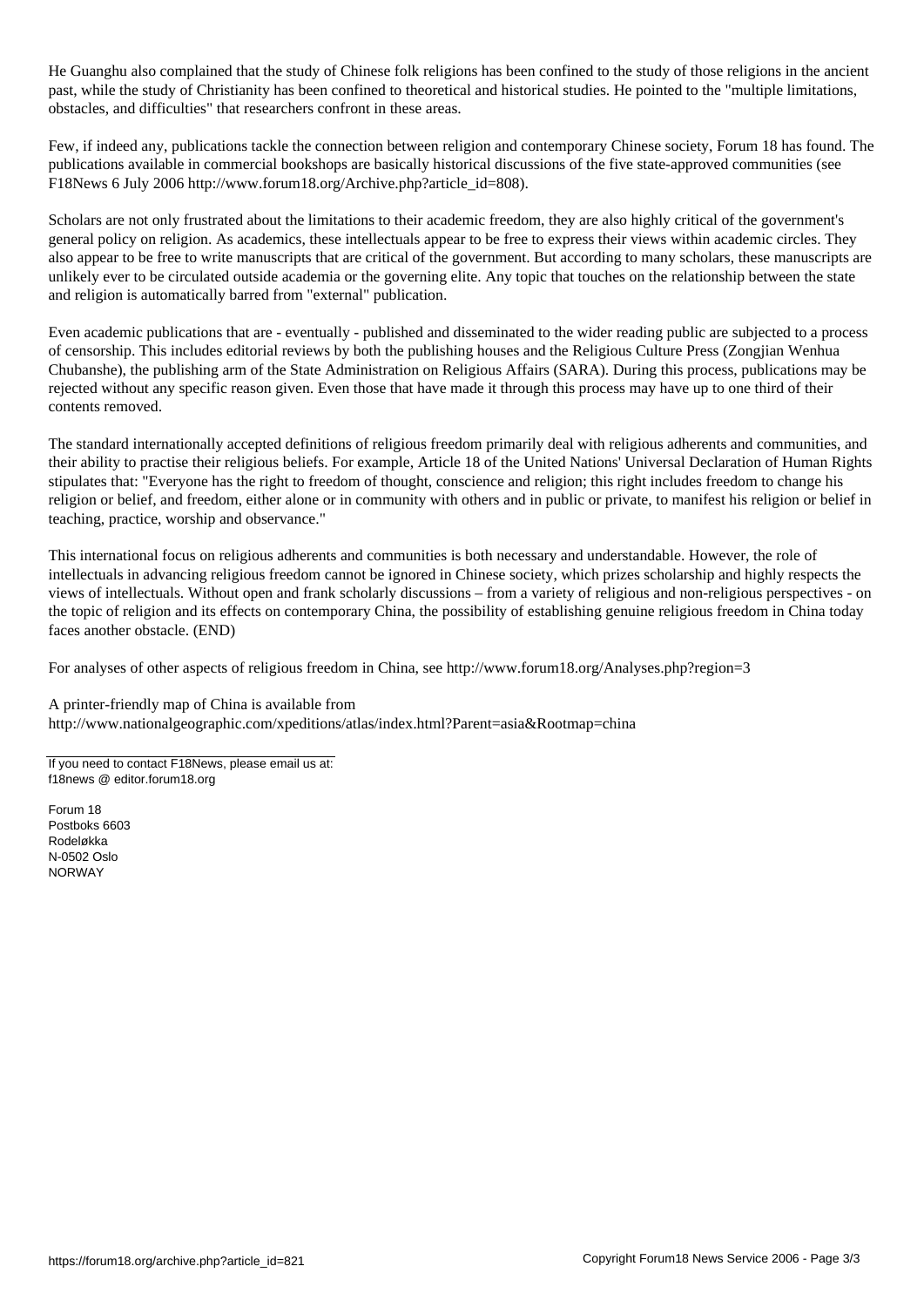He Guanghu also complained that the study of Chinese folk religions has been confined to the study of those religions in the ancient past, while the study of Christianity has been confined to theoretical and historical studies. He pointed to the "multiple limitations, obstacles, and difficulties" that researchers confront in these areas.

Few, if indeed any, publications tackle the connection between religion and contemporary Chinese society, Forum 18 has found. The publications available in commercial bookshops are basically historical discussions of the five state-approved communities (see F18News 6 July 2006 http://www.forum18.org/Archive.php?article_id=808).

Scholars are not only frustrated about the limitations to their academic freedom, they are also highly critical of the government's general policy on religion. As academics, these intellectuals appear to be free to express their views within academic circles. They also appear to be free to write manuscripts that are critical of the government. But according to many scholars, these manuscripts are unlikely ever to be circulated outside academia or the governing elite. Any topic that touches on the relationship between the state and religion is automatically barred from "external" publication.

Even academic publications that are - eventually - published and disseminated to the wider reading public are subjected to a process of censorship. This includes editorial reviews by both the publishing houses and the Religious Culture Press (Zongjian Wenhua Chubanshe), the publishing arm of the State Administration on Religious Affairs (SARA). During this process, publications may be rejected without any specific reason given. Even those that have made it through this process may have up to one third of their contents removed.

The standard internationally accepted definitions of religious freedom primarily deal with religious adherents and communities, and their ability to practise their religious beliefs. For example, Article 18 of the United Nations' Universal Declaration of Human Rights stipulates that: "Everyone has the right to freedom of thought, conscience and religion; this right includes freedom to change his religion or belief, and freedom, either alone or in community with others and in public or private, to manifest his religion or belief in teaching, practice, worship and observance."

This international focus on religious adherents and communities is both necessary and understandable. However, the role of intellectuals in advancing religious freedom cannot be ignored in Chinese society, which prizes scholarship and highly respects the views of intellectuals. Without open and frank scholarly discussions – from a variety of religious and non-religious perspectives - on the topic of religion and its effects on contemporary China, the possibility of establishing genuine religious freedom in China today faces another obstacle. (END)

For analyses of other aspects of religious freedom in China, see http://www.forum18.org/Analyses.php?region=3

A printer-friendly map of China is available from
http://www.nationalgeographic.com/xpeditions/atlas/index.html?Parent=asia&Rootmap=china

If you need to contact F18News, please email us at:
f18news @ editor.forum18.org

Forum 18
Postboks 6603
Rodeløkka
N-0502 Oslo
NORWAY